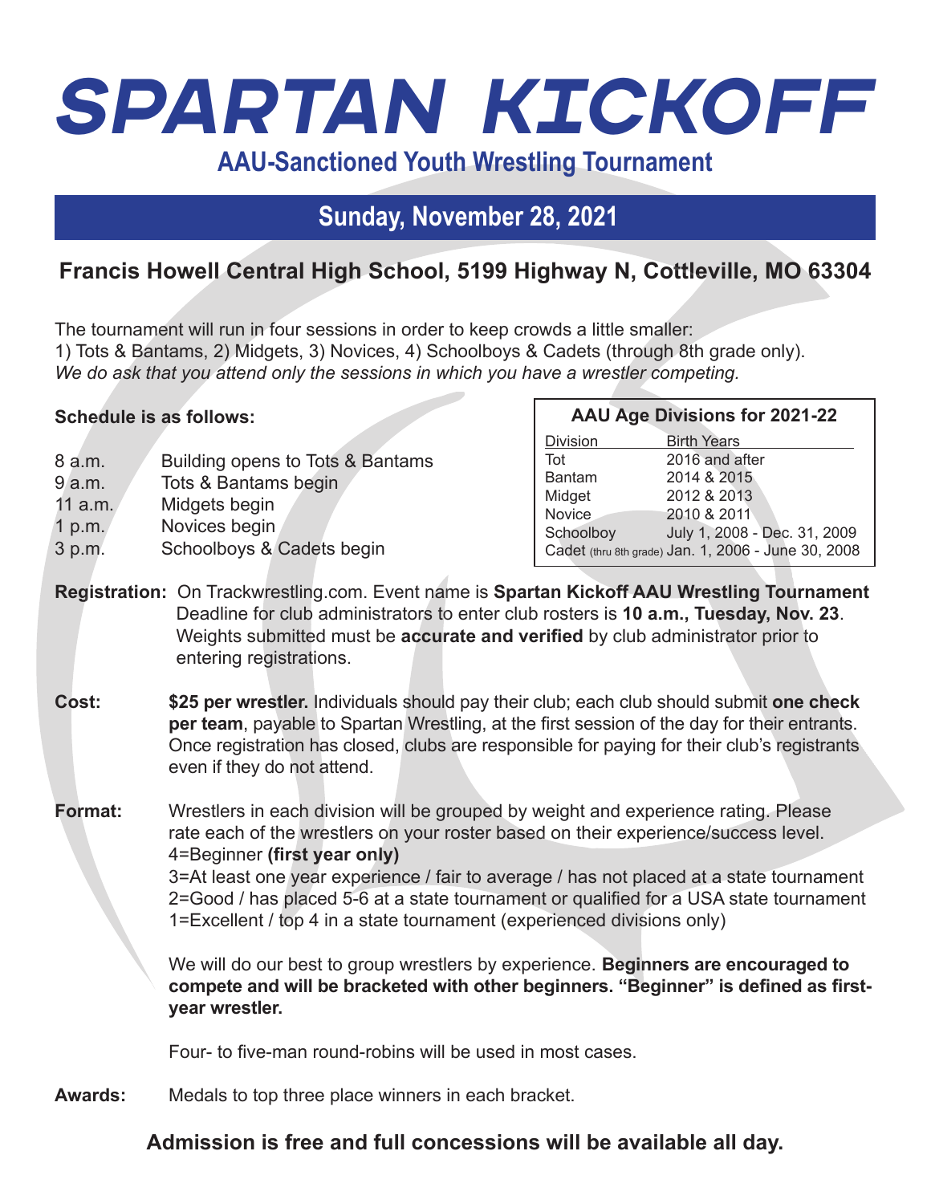# SPARTAN KICKOFF

## AAU-Sanctioned Youth Wrestling Tournament

## Sunday, November 28, 2021

### Francis Howell Central High School, 5199 Highway N, Cottleville, MO 63304

The tournament will run in four sessions in order to keep crowds a little smaller:
1) Tots & Bantams, 2) Midgets, 3) Novices, 4) Schoolboys & Cadets (through 8th grade only).
*We do ask that you attend only the sessions in which you have a wrestler competing.*

**Schedule is as follows:**

| | |
|---|---|
| 8 a.m. | Building opens to Tots & Bantams |
| 9 a.m. | Tots & Bantams begin |
| 11 a.m. | Midgets begin |
| 1 p.m. | Novices begin |
| 3 p.m. | Schoolboys & Cadets begin |

**AAU Age Divisions for 2021-22**

| Division | Birth Years |
|---|---|
| Tot | 2016 and after |
| Bantam | 2014 & 2015 |
| Midget | 2012 & 2013 |
| Novice | 2010 & 2011 |
| Schoolboy | July 1, 2008 - Dec. 31, 2009 |
| Cadet (thru 8th grade) | Jan. 1, 2006 - June 30, 2008 |

**Registration:** On Trackwrestling.com. Event name is **Spartan Kickoff AAU Wrestling Tournament** Deadline for club administrators to enter club rosters is **10 a.m., Tuesday, Nov. 23**. Weights submitted must be **accurate and verified** by club administrator prior to entering registrations.

**Cost:** **$25 per wrestler.** Individuals should pay their club; each club should submit **one check per team**, payable to Spartan Wrestling, at the first session of the day for their entrants. Once registration has closed, clubs are responsible for paying for their club's registrants even if they do not attend.

**Format:** Wrestlers in each division will be grouped by weight and experience rating. Please rate each of the wrestlers on your roster based on their experience/success level.
4=Beginner **(first year only)**
3=At least one year experience / fair to average / has not placed at a state tournament
2=Good / has placed 5-6 at a state tournament or qualified for a USA state tournament
1=Excellent / top 4 in a state tournament (experienced divisions only)

We will do our best to group wrestlers by experience. **Beginners are encouraged to compete and will be bracketed with other beginners. "Beginner" is defined as first-year wrestler.**

Four- to five-man round-robins will be used in most cases.

**Awards:** Medals to top three place winners in each bracket.

**Admission is free and full concessions will be available all day.**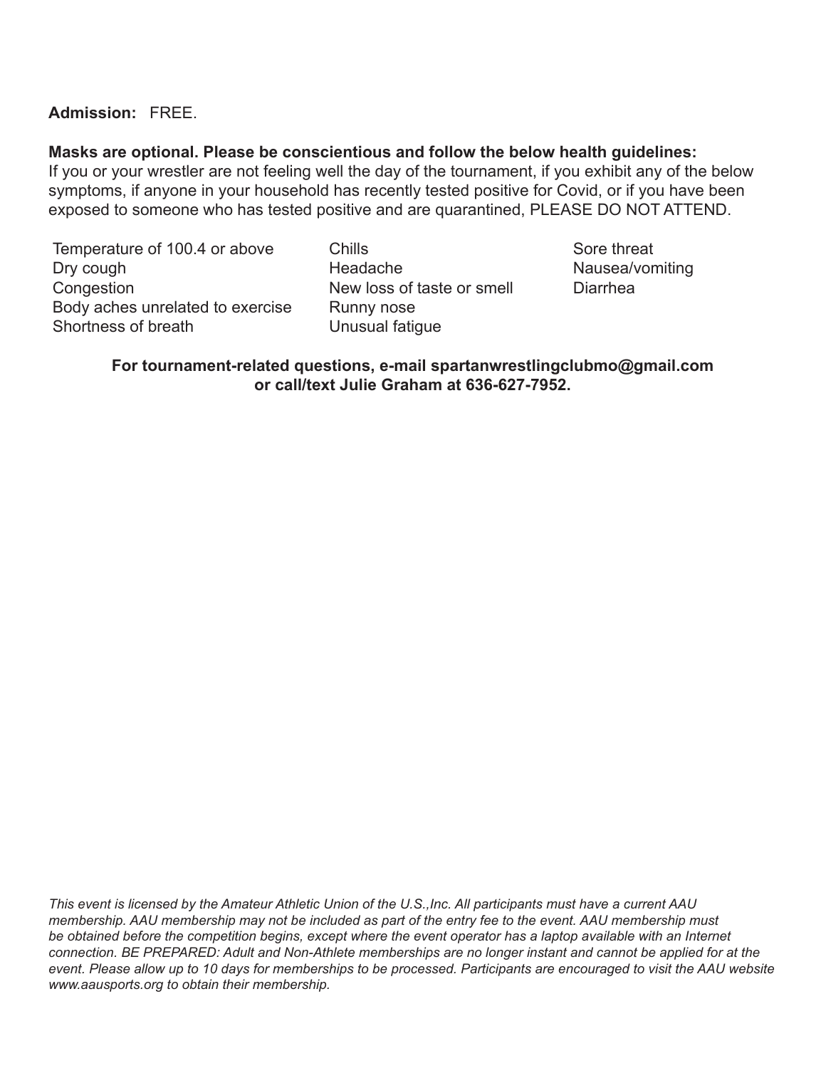**Admission:** FREE.

**Masks are optional. Please be conscientious and follow the below health guidelines:**
If you or your wrestler are not feeling well the day of the tournament, if you exhibit any of the below symptoms, if anyone in your household has recently tested positive for Covid, or if you have been exposed to someone who has tested positive and are quarantined, PLEASE DO NOT ATTEND.

- Temperature of 100.4 or above
- Dry cough
- Congestion
- Body aches unrelated to exercise
- Shortness of breath
- Chills
- Headache
- New loss of taste or smell
- Runny nose
- Unusual fatigue
- Sore threat
- Nausea/vomiting
- Diarrhea

**For tournament-related questions, e-mail spartanwrestlingclubmo@gmail.com or call/text Julie Graham at 636-627-7952.**

*This event is licensed by the Amateur Athletic Union of the U.S.,Inc. All participants must have a current AAU membership. AAU membership may not be included as part of the entry fee to the event. AAU membership must be obtained before the competition begins, except where the event operator has a laptop available with an Internet connection. BE PREPARED: Adult and Non-Athlete memberships are no longer instant and cannot be applied for at the event. Please allow up to 10 days for memberships to be processed. Participants are encouraged to visit the AAU website www.aausports.org to obtain their membership.*